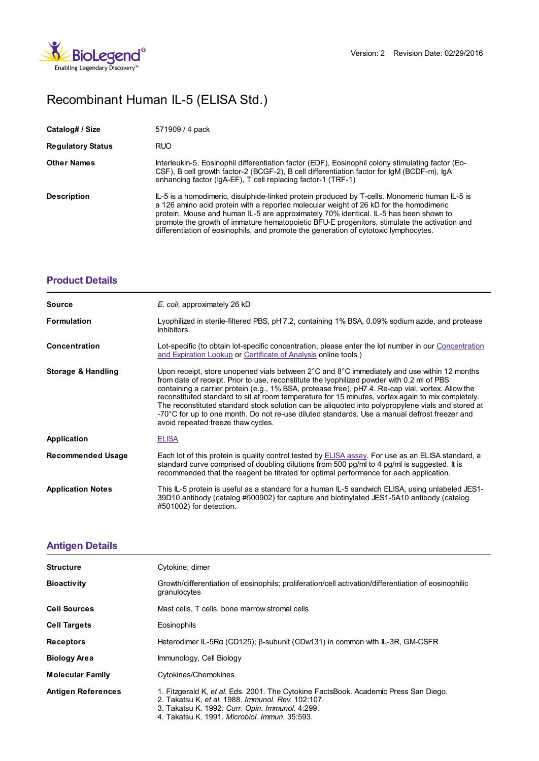Version: 2 Revision Date: 02/29/2016

# Recombinant Human IL-5 (ELISA Std.)

| | |
|---|---|
| **Catalog# / Size** | 571909 / 4 pack |
| **Regulatory Status** | RUO |
| **Other Names** | Interleukin-5, Eosinophil differentiation factor (EDF), Eosinophil colony stimulating factor (Eo-CSF), B cell growth factor-2 (BCGF-2), B cell differentiation factor for IgM (BCDF-m), IgA enhancing factor (IgA-EF), T cell replacing factor-1 (TRF-1) |
| **Description** | IL-5 is a homodimeric, disulphide-linked protein produced by T-cells. Monomeric human IL-5 is a 126 amino acid protein with a reported molecular weight of 26 kD for the homodimeric protein. Mouse and human IL-5 are approximately 70% identical. IL-5 has been shown to promote the growth of immature hematopoietic BFU-E progenitors, stimulate the activation and differentiation of eosinophils, and promote the generation of cytotoxic lymphocytes. |

## Product Details

| | |
|---|---|
| **Source** | *E. coli*, approximately 26 kD |
| **Formulation** | Lyophilized in sterile-filtered PBS, pH 7.2, containing 1% BSA, 0.09% sodium azide, and protease inhibitors. |
| **Concentration** | Lot-specific (to obtain lot-specific concentration, please enter the lot number in our Concentration and Expiration Lookup or Certificate of Analysis online tools.) |
| **Storage & Handling** | Upon receipt, store unopened vials between 2°C and 8°C immediately and use within 12 months from date of receipt. Prior to use, reconstitute the lyophilized powder with 0.2 ml of PBS containing a carrier protein (e.g., 1% BSA, protease free), pH7.4. Re-cap vial, vortex. Allow the reconstituted standard to sit at room temperature for 15 minutes, vortex again to mix completely. The reconstituted standard stock solution can be aliquoted into polypropylene vials and stored at -70°C for up to one month. Do not re-use diluted standards. Use a manual defrost freezer and avoid repeated freeze thaw cycles. |
| **Application** | ELISA |
| **Recommended Usage** | Each lot of this protein is quality control tested by ELISA assay. For use as an ELISA standard, a standard curve comprised of doubling dilutions from 500 pg/ml to 4 pg/ml is suggested. It is recommended that the reagent be titrated for optimal performance for each application. |
| **Application Notes** | This IL-5 protein is useful as a standard for a human IL-5 sandwich ELISA, using unlabeled JES1-39D10 antibody (catalog #500902) for capture and biotinylated JES1-5A10 antibody (catalog #501002) for detection. |

## Antigen Details

| | |
|---|---|
| **Structure** | Cytokine; dimer |
| **Bioactivity** | Growth/differentiation of eosinophils; proliferation/cell activation/differentiation of eosinophilic granulocytes |
| **Cell Sources** | Mast cells, T cells, bone marrow stromal cells |
| **Cell Targets** | Eosinophils |
| **Receptors** | Heterodimer IL-5Rα (CD125); β-subunit (CDw131) in common with IL-3R, GM-CSFR |
| **Biology Area** | Immunology, Cell Biology |
| **Molecular Family** | Cytokines/Chemokines |
| **Antigen References** | 1. Fitzgerald K, *et al.* Eds. 2001. The Cytokine FactsBook. Academic Press San Diego.<br>2. Takatsu K, *et al.* 1988. *Immunol. Rev.* 102:107.<br>3. Takatsu K. 1992. *Curr. Opin. Immunol.* 4:299.<br>4. Takatsu K. 1991. *Microbiol. Immun.* 35:593. |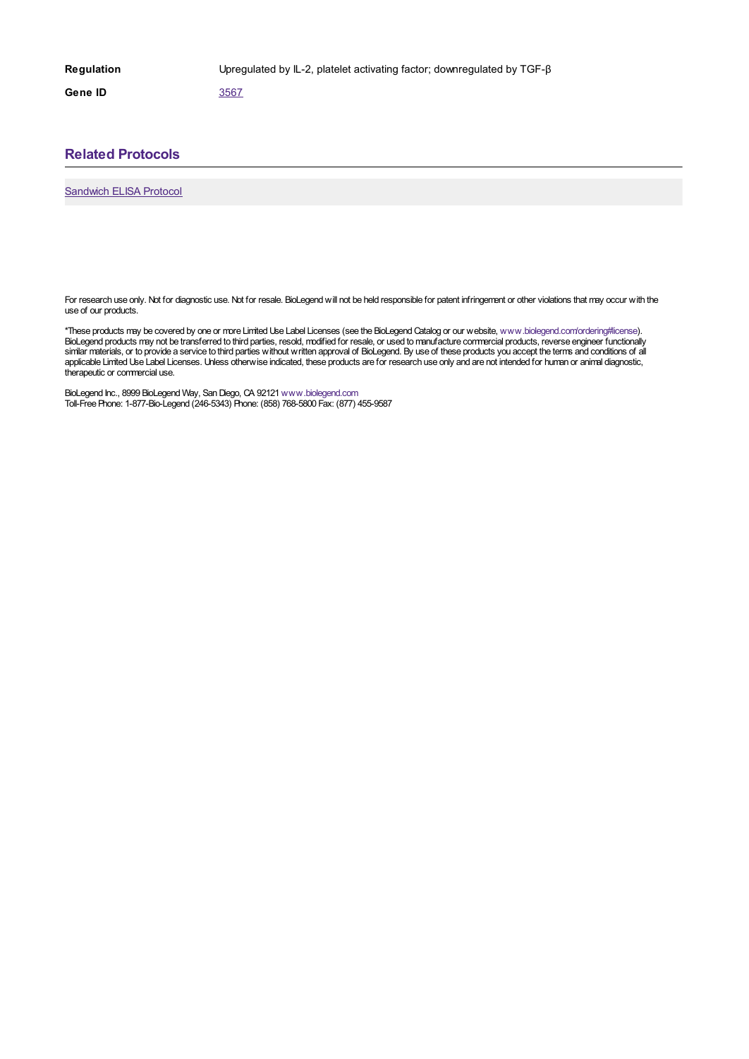**Regulation** Upregulated by IL-2, platelet activating factor; downregulated by TGF-β

**Gene ID** 3567

## Related Protocols

Sandwich ELISA Protocol

For research use only. Not for diagnostic use. Not for resale. BioLegend will not be held responsible for patent infringement or other violations that may occur with the use of our products.

*These products may be covered by one or more Limited Use Label Licenses (see the BioLegend Catalog or our website, www.biolegend.com/ordering#license). BioLegend products may not be transferred to third parties, resold, modified for resale, or used to manufacture commercial products, reverse engineer functionally similar materials, or to provide a service to third parties without written approval of BioLegend. By use of these products you accept the terms and conditions of all applicable Limited Use Label Licenses. Unless otherwise indicated, these products are for research use only and are not intended for human or animal diagnostic, therapeutic or commercial use.

BioLegend Inc., 8999 BioLegend Way, San Diego, CA 92121 www.biolegend.com
Toll-Free Phone: 1-877-Bio-Legend (246-5343) Phone: (858) 768-5800 Fax: (877) 455-9587